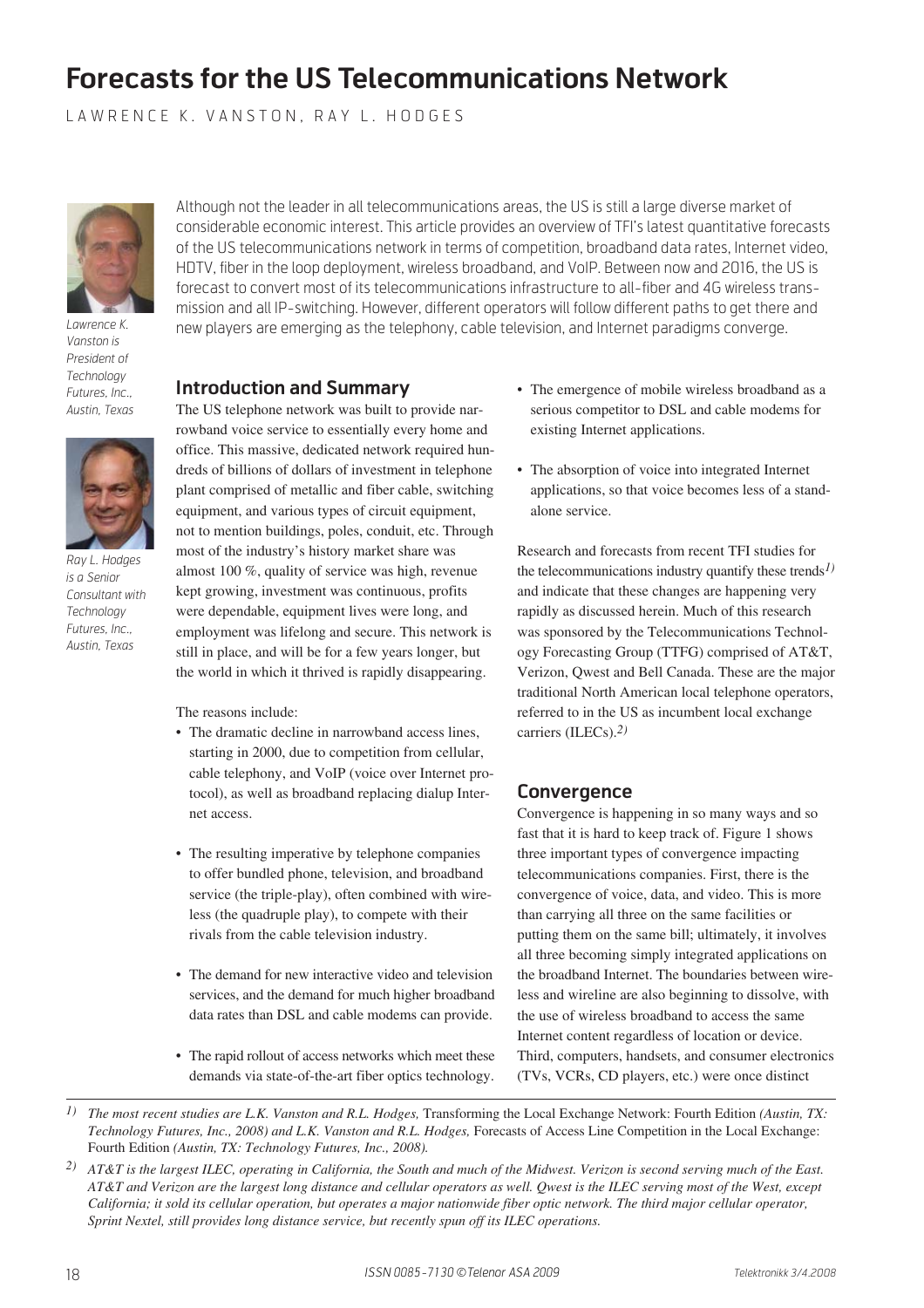# Forecasts for the US Telecommunications Network

LAWRENCE K. VANSTON, RAY L. HODGES

*Lawrence K. Vanston is President of Technology Futures, Inc., Austin, Texas*

*Ray L. Hodges is a Senior Consultant with Technology Futures, Inc., Austin, Texas*

Although not the leader in all telecommunications areas, the US is still a large diverse market of considerable economic interest. This article provides an overview of TFI's latest quantitative forecasts of the US telecommunications network in terms of competition, broadband data rates, Internet video, HDTV, fiber in the loop deployment, wireless broadband, and VoIP. Between now and 2016, the US is forecast to convert most of its telecommunications infrastructure to all-fiber and 4G wireless transmission and all IP-switching. However, different operators will follow different paths to get there and new players are emerging as the telephony, cable television, and Internet paradigms converge.

## Introduction and Summary

The US telephone network was built to provide narrowband voice service to essentially every home and office. This massive, dedicated network required hundreds of billions of dollars of investment in telephone plant comprised of metallic and fiber cable, switching equipment, and various types of circuit equipment, not to mention buildings, poles, conduit, etc. Through most of the industry's history market share was almost 100 %, quality of service was high, revenue kept growing, investment was continuous, profits were dependable, equipment lives were long, and employment was lifelong and secure. This network is still in place, and will be for a few years longer, but the world in which it thrived is rapidly disappearing.

The reasons include:

- The dramatic decline in narrowband access lines, starting in 2000, due to competition from cellular, cable telephony, and VoIP (voice over Internet protocol), as well as broadband replacing dialup Internet access.
- The resulting imperative by telephone companies to offer bundled phone, television, and broadband service (the triple-play), often combined with wireless (the quadruple play), to compete with their rivals from the cable television industry.
- The demand for new interactive video and television services, and the demand for much higher broadband data rates than DSL and cable modems can provide.
- The rapid rollout of access networks which meet these demands via state-of-the-art fiber optics technology.
- The emergence of mobile wireless broadband as a serious competitor to DSL and cable modems for existing Internet applications.
- The absorption of voice into integrated Internet applications, so that voice becomes less of a stand-alone service.

Research and forecasts from recent TFI studies for the telecommunications industry quantify these trends[1] and indicate that these changes are happening very rapidly as discussed herein. Much of this research was sponsored by the Telecommunications Technology Forecasting Group (TTFG) comprised of AT&T, Verizon, Qwest and Bell Canada. These are the major traditional North American local telephone operators, referred to in the US as incumbent local exchange carriers (ILECs).[2]

## Convergence

Convergence is happening in so many ways and so fast that it is hard to keep track of. Figure 1 shows three important types of convergence impacting telecommunications companies. First, there is the convergence of voice, data, and video. This is more than carrying all three on the same facilities or putting them on the same bill; ultimately, it involves all three becoming simply integrated applications on the broadband Internet. The boundaries between wireless and wireline are also beginning to dissolve, with the use of wireless broadband to access the same Internet content regardless of location or device. Third, computers, handsets, and consumer electronics (TVs, VCRs, CD players, etc.) were once distinct

---

[1] *The most recent studies are L.K. Vanston and R.L. Hodges,* Transforming the Local Exchange Network: Fourth Edition *(Austin, TX: Technology Futures, Inc., 2008) and L.K. Vanston and R.L. Hodges,* Forecasts of Access Line Competition in the Local Exchange: Fourth Edition *(Austin, TX: Technology Futures, Inc., 2008).*

[2] *AT&T is the largest ILEC, operating in California, the South and much of the Midwest. Verizon is second serving much of the East. AT&T and Verizon are the largest long distance and cellular operators as well. Qwest is the ILEC serving most of the West, except California; it sold its cellular operation, but operates a major nationwide fiber optic network. The third major cellular operator, Sprint Nextel, still provides long distance service, but recently spun off its ILEC operations.*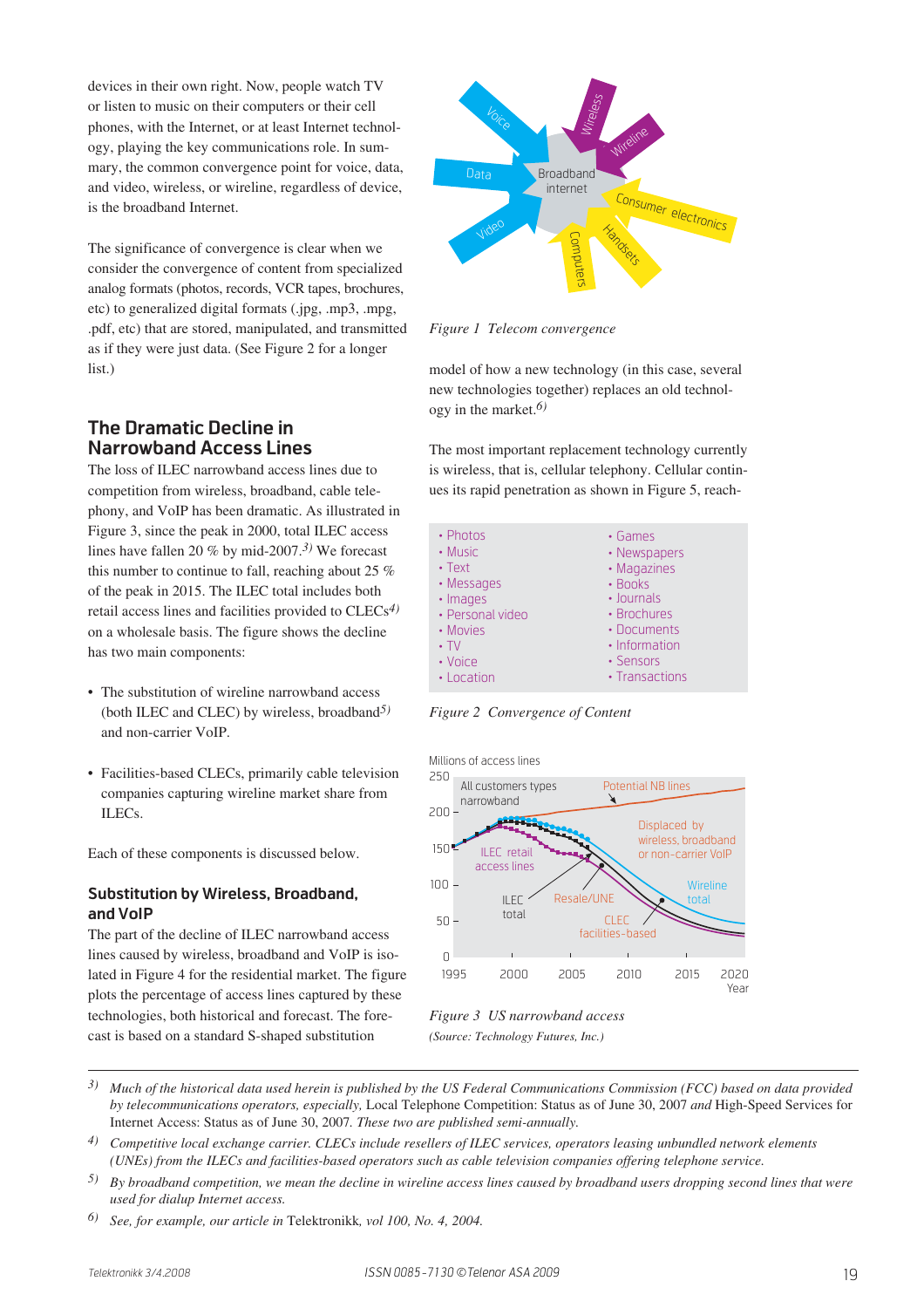devices in their own right. Now, people watch TV or listen to music on their computers or their cell phones, with the Internet, or at least Internet technology, playing the key communications role. In summary, the common convergence point for voice, data, and video, wireless, or wireline, regardless of device, is the broadband Internet.

The significance of convergence is clear when we consider the convergence of content from specialized analog formats (photos, records, VCR tapes, brochures, etc) to generalized digital formats (.jpg, .mp3, .mpg, .pdf, etc) that are stored, manipulated, and transmitted as if they were just data. (See Figure 2 for a longer list.)

*Figure 1 Telecom convergence*

## The Dramatic Decline in Narrowband Access Lines

The loss of ILEC narrowband access lines due to competition from wireless, broadband, cable telephony, and VoIP has been dramatic. As illustrated in Figure 3, since the peak in 2000, total ILEC access lines have fallen 20 % by mid-2007.[3] We forecast this number to continue to fall, reaching about 25 % of the peak in 2015. The ILEC total includes both retail access lines and facilities provided to CLECs[4] on a wholesale basis. The figure shows the decline has two main components:

- The substitution of wireline narrowband access (both ILEC and CLEC) by wireless, broadband[5] and non-carrier VoIP.
- Facilities-based CLECs, primarily cable television companies capturing wireline market share from ILECs.

Each of these components is discussed below.

### Substitution by Wireless, Broadband, and VoIP

The part of the decline of ILEC narrowband access lines caused by wireless, broadband and VoIP is isolated in Figure 4 for the residential market. The figure plots the percentage of access lines captured by these technologies, both historical and forecast. The forecast is based on a standard S-shaped substitution model of how a new technology (in this case, several new technologies together) replaces an old technology in the market.[6]

The most important replacement technology currently is wireless, that is, cellular telephony. Cellular continues its rapid penetration as shown in Figure 5, reach-

| | |
|---|---|
| • Photos | • Games |
| • Music | • Newspapers |
| • Text | • Magazines |
| • Messages | • Books |
| • Images | • Journals |
| • Personal video | • Brochures |
| • Movies | • Documents |
| • TV | • Information |
| • Voice | • Sensors |
| • Location | • Transactions |

*Figure 2 Convergence of Content*

*Figure 3 US narrowband access*

*(Source: Technology Futures, Inc.)*

---

[3] *Much of the historical data used herein is published by the US Federal Communications Commission (FCC) based on data provided by telecommunications operators, especially,* Local Telephone Competition: Status as of June 30, 2007 *and* High-Speed Services for Internet Access: Status as of June 30, 2007. *These two are published semi-annually.*

[4] *Competitive local exchange carrier. CLECs include resellers of ILEC services, operators leasing unbundled network elements (UNEs) from the ILECs and facilities-based operators such as cable television companies offering telephone service.*

[5] *By broadband competition, we mean the decline in wireline access lines caused by broadband users dropping second lines that were used for dialup Internet access.*

[6] *See, for example, our article in* Telektronikk, *vol 100, No. 4, 2004.*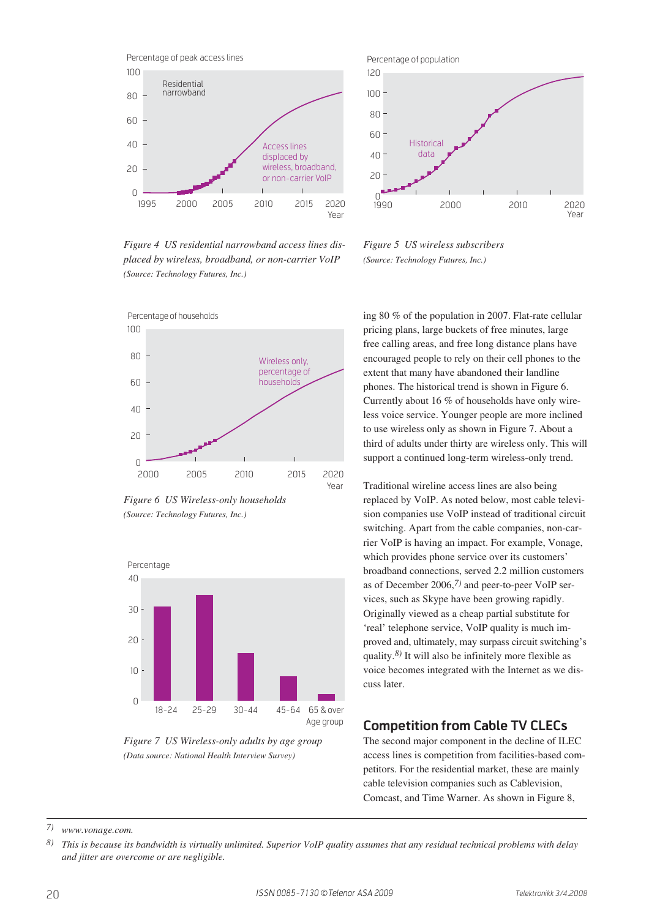Figure 4  US residential narrowband access lines displaced by wireless, broadband, or non-carrier VoIP
*(Source: Technology Futures, Inc.)*

Figure 5  US wireless subscribers
*(Source: Technology Futures, Inc.)*

Figure 6  US Wireless-only households
*(Source: Technology Futures, Inc.)*

Figure 7  US Wireless-only adults by age group
*(Data source: National Health Interview Survey)*

ing 80 % of the population in 2007. Flat-rate cellular pricing plans, large buckets of free minutes, large free calling areas, and free long distance plans have encouraged people to rely on their cell phones to the extent that many have abandoned their landline phones. The historical trend is shown in Figure 6. Currently about 16 % of households have only wireless voice service. Younger people are more inclined to use wireless only as shown in Figure 7. About a third of adults under thirty are wireless only. This will support a continued long-term wireless-only trend.

Traditional wireline access lines are also being replaced by VoIP. As noted below, most cable television companies use VoIP instead of traditional circuit switching. Apart from the cable companies, non-carrier VoIP is having an impact. For example, Vonage, which provides phone service over its customers' broadband connections, served 2.2 million customers as of December 2006,[7)] and peer-to-peer VoIP services, such as Skype have been growing rapidly. Originally viewed as a cheap partial substitute for 'real' telephone service, VoIP quality is much improved and, ultimately, may surpass circuit switching's quality.[8)] It will also be infinitely more flexible as voice becomes integrated with the Internet as we discuss later.

## Competition from Cable TV CLECs

The second major component in the decline of ILEC access lines is competition from facilities-based competitors. For the residential market, these are mainly cable television companies such as Cablevision, Comcast, and Time Warner. As shown in Figure 8,

---

7) *www.vonage.com.*

8) *This is because its bandwidth is virtually unlimited. Superior VoIP quality assumes that any residual technical problems with delay and jitter are overcome or are negligible.*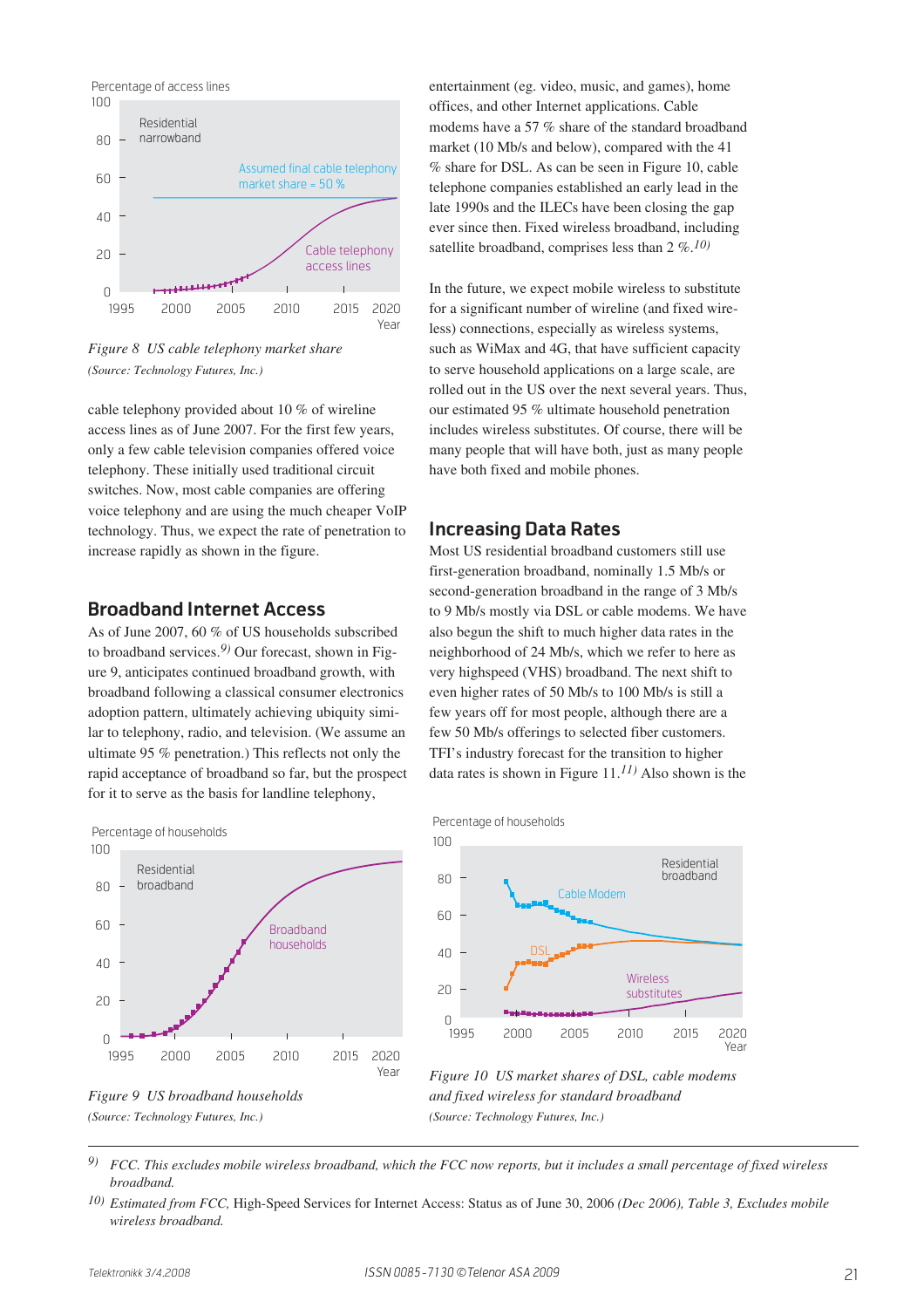*Figure 8 US cable telephony market share*
*(Source: Technology Futures, Inc.)*

cable telephony provided about 10 % of wireline access lines as of June 2007. For the first few years, only a few cable television companies offered voice telephony. These initially used traditional circuit switches. Now, most cable companies are offering voice telephony and are using the much cheaper VoIP technology. Thus, we expect the rate of penetration to increase rapidly as shown in the figure.

## Broadband Internet Access

As of June 2007, 60 % of US households subscribed to broadband services.[9] Our forecast, shown in Figure 9, anticipates continued broadband growth, with broadband following a classical consumer electronics adoption pattern, ultimately achieving ubiquity similar to telephony, radio, and television. (We assume an ultimate 95 % penetration.) This reflects not only the rapid acceptance of broadband so far, but the prospect for it to serve as the basis for landline telephony, entertainment (eg. video, music, and games), home offices, and other Internet applications. Cable modems have a 57 % share of the standard broadband market (10 Mb/s and below), compared with the 41 % share for DSL. As can be seen in Figure 10, cable telephone companies established an early lead in the late 1990s and the ILECs have been closing the gap ever since then. Fixed wireless broadband, including satellite broadband, comprises less than 2 %.[10]

In the future, we expect mobile wireless to substitute for a significant number of wireline (and fixed wireless) connections, especially as wireless systems, such as WiMax and 4G, that have sufficient capacity to serve household applications on a large scale, are rolled out in the US over the next several years. Thus, our estimated 95 % ultimate household penetration includes wireless substitutes. Of course, there will be many people that will have both, just as many people have both fixed and mobile phones.

## Increasing Data Rates

Most US residential broadband customers still use first-generation broadband, nominally 1.5 Mb/s or second-generation broadband in the range of 3 Mb/s to 9 Mb/s mostly via DSL or cable modems. We have also begun the shift to much higher data rates in the neighborhood of 24 Mb/s, which we refer to here as very highspeed (VHS) broadband. The next shift to even higher rates of 50 Mb/s to 100 Mb/s is still a few years off for most people, although there are a few 50 Mb/s offerings to selected fiber customers. TFI's industry forecast for the transition to higher data rates is shown in Figure 11.[11] Also shown is the

*Figure 9 US broadband households*
*(Source: Technology Futures, Inc.)*

*Figure 10 US market shares of DSL, cable modems and fixed wireless for standard broadband*
*(Source: Technology Futures, Inc.)*

---

[9] *FCC. This excludes mobile wireless broadband, which the FCC now reports, but it includes a small percentage of fixed wireless broadband.*

[10] *Estimated from FCC,* High-Speed Services for Internet Access: Status as of June 30, 2006 *(Dec 2006), Table 3, Excludes mobile wireless broadband.*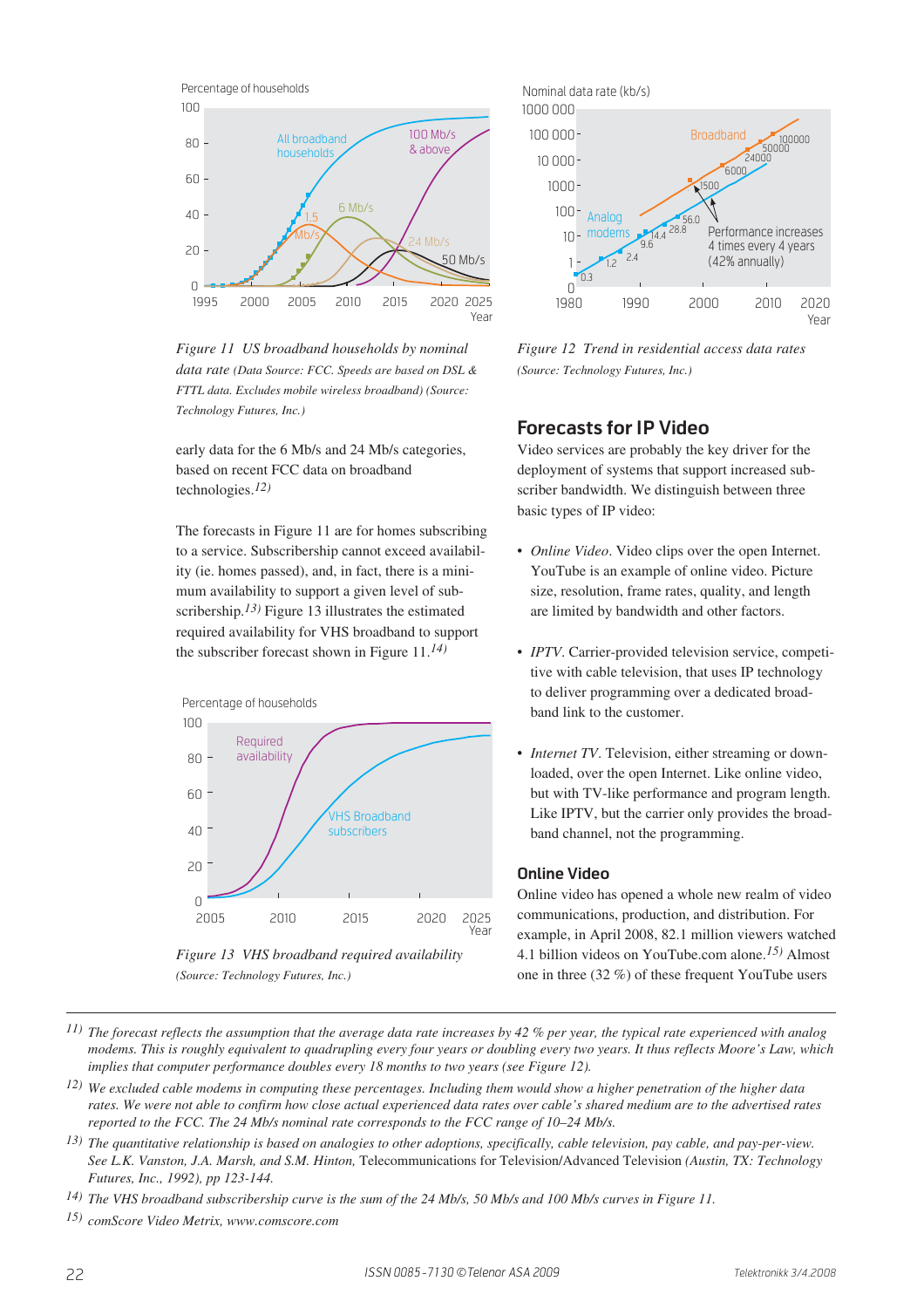*Figure 11 US broadband households by nominal data rate (Data Source: FCC. Speeds are based on DSL & FTTL data. Excludes mobile wireless broadband) (Source: Technology Futures, Inc.)*

early data for the 6 Mb/s and 24 Mb/s categories, based on recent FCC data on broadband technologies.[12)]

The forecasts in Figure 11 are for homes subscribing to a service. Subscribership cannot exceed availability (ie. homes passed), and, in fact, there is a minimum availability to support a given level of subscribership.[13)] Figure 13 illustrates the estimated required availability for VHS broadband to support the subscriber forecast shown in Figure 11.[14)]

*Figure 13 VHS broadband required availability (Source: Technology Futures, Inc.)*

*Figure 12 Trend in residential access data rates (Source: Technology Futures, Inc.)*

## Forecasts for IP Video

Video services are probably the key driver for the deployment of systems that support increased subscriber bandwidth. We distinguish between three basic types of IP video:

- *Online Video*. Video clips over the open Internet. YouTube is an example of online video. Picture size, resolution, frame rates, quality, and length are limited by bandwidth and other factors.
- *IPTV*. Carrier-provided television service, competitive with cable television, that uses IP technology to deliver programming over a dedicated broadband link to the customer.
- *Internet TV*. Television, either streaming or downloaded, over the open Internet. Like online video, but with TV-like performance and program length. Like IPTV, but the carrier only provides the broadband channel, not the programming.

### Online Video

Online video has opened a whole new realm of video communications, production, and distribution. For example, in April 2008, 82.1 million viewers watched 4.1 billion videos on YouTube.com alone.[15)] Almost one in three (32 %) of these frequent YouTube users

---

[11)] *The forecast reflects the assumption that the average data rate increases by 42 % per year, the typical rate experienced with analog modems. This is roughly equivalent to quadrupling every four years or doubling every two years. It thus reflects Moore's Law, which implies that computer performance doubles every 18 months to two years (see Figure 12).*

[12)] *We excluded cable modems in computing these percentages. Including them would show a higher penetration of the higher data rates. We were not able to confirm how close actual experienced data rates over cable's shared medium are to the advertised rates reported to the FCC. The 24 Mb/s nominal rate corresponds to the FCC range of 10–24 Mb/s.*

[13)] *The quantitative relationship is based on analogies to other adoptions, specifically, cable television, pay cable, and pay-per-view. See L.K. Vanston, J.A. Marsh, and S.M. Hinton,* Telecommunications for Television/Advanced Television *(Austin, TX: Technology Futures, Inc., 1992), pp 123-144.*

[14)] *The VHS broadband subscribership curve is the sum of the 24 Mb/s, 50 Mb/s and 100 Mb/s curves in Figure 11.*

[15)] *comScore Video Metrix, www.comscore.com*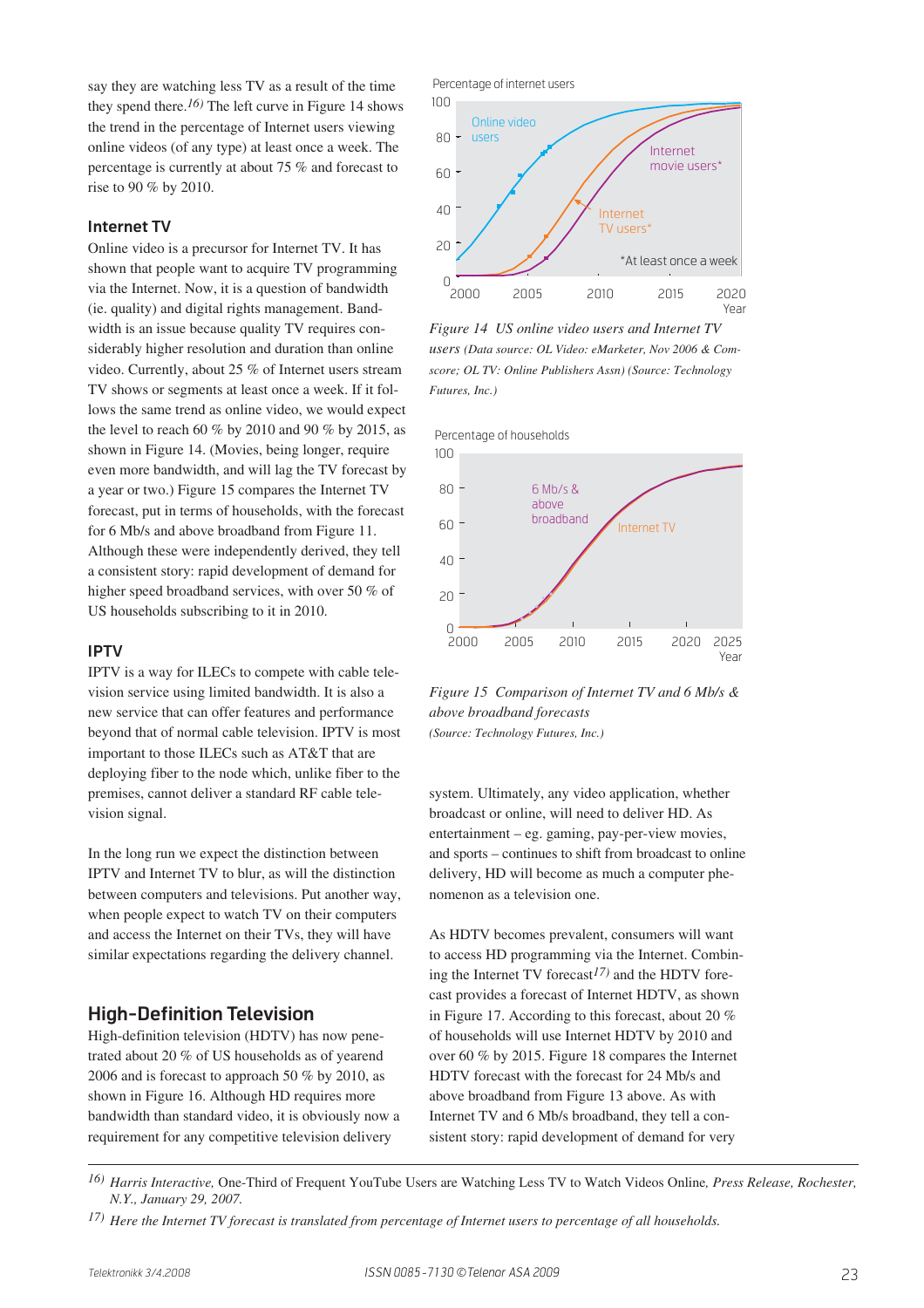say they are watching less TV as a result of the time they spend there.[16)] The left curve in Figure 14 shows the trend in the percentage of Internet users viewing online videos (of any type) at least once a week. The percentage is currently at about 75 % and forecast to rise to 90 % by 2010.

## Internet TV

Online video is a precursor for Internet TV. It has shown that people want to acquire TV programming via the Internet. Now, it is a question of bandwidth (ie. quality) and digital rights management. Bandwidth is an issue because quality TV requires considerably higher resolution and duration than online video. Currently, about 25 % of Internet users stream TV shows or segments at least once a week. If it follows the same trend as online video, we would expect the level to reach 60 % by 2010 and 90 % by 2015, as shown in Figure 14. (Movies, being longer, require even more bandwidth, and will lag the TV forecast by a year or two.) Figure 15 compares the Internet TV forecast, put in terms of households, with the forecast for 6 Mb/s and above broadband from Figure 11. Although these were independently derived, they tell a consistent story: rapid development of demand for higher speed broadband services, with over 50 % of US households subscribing to it in 2010.

## IPTV

IPTV is a way for ILECs to compete with cable television service using limited bandwidth. It is also a new service that can offer features and performance beyond that of normal cable television. IPTV is most important to those ILECs such as AT&T that are deploying fiber to the node which, unlike fiber to the premises, cannot deliver a standard RF cable television signal.

In the long run we expect the distinction between IPTV and Internet TV to blur, as will the distinction between computers and televisions. Put another way, when people expect to watch TV on their computers and access the Internet on their TVs, they will have similar expectations regarding the delivery channel.

## High-Definition Television

High-definition television (HDTV) has now penetrated about 20 % of US households as of yearend 2006 and is forecast to approach 50 % by 2010, as shown in Figure 16. Although HD requires more bandwidth than standard video, it is obviously now a requirement for any competitive television delivery system. Ultimately, any video application, whether broadcast or online, will need to deliver HD. As entertainment – eg. gaming, pay-per-view movies, and sports – continues to shift from broadcast to online delivery, HD will become as much a computer phenomenon as a television one.

*Figure 14 US online video users and Internet TV users (Data source: OL Video: eMarketer, Nov 2006 & Comscore; OL TV: Online Publishers Assn) (Source: Technology Futures, Inc.)*

*Figure 15 Comparison of Internet TV and 6 Mb/s & above broadband forecasts (Source: Technology Futures, Inc.)*

As HDTV becomes prevalent, consumers will want to access HD programming via the Internet. Combining the Internet TV forecast[17)] and the HDTV forecast provides a forecast of Internet HDTV, as shown in Figure 17. According to this forecast, about 20 % of households will use Internet HDTV by 2010 and over 60 % by 2015. Figure 18 compares the Internet HDTV forecast with the forecast for 24 Mb/s and above broadband from Figure 13 above. As with Internet TV and 6 Mb/s broadband, they tell a consistent story: rapid development of demand for very

---

16) *Harris Interactive,* One-Third of Frequent YouTube Users are Watching Less TV to Watch Videos Online*, Press Release, Rochester, N.Y., January 29, 2007.*

17) *Here the Internet TV forecast is translated from percentage of Internet users to percentage of all households.*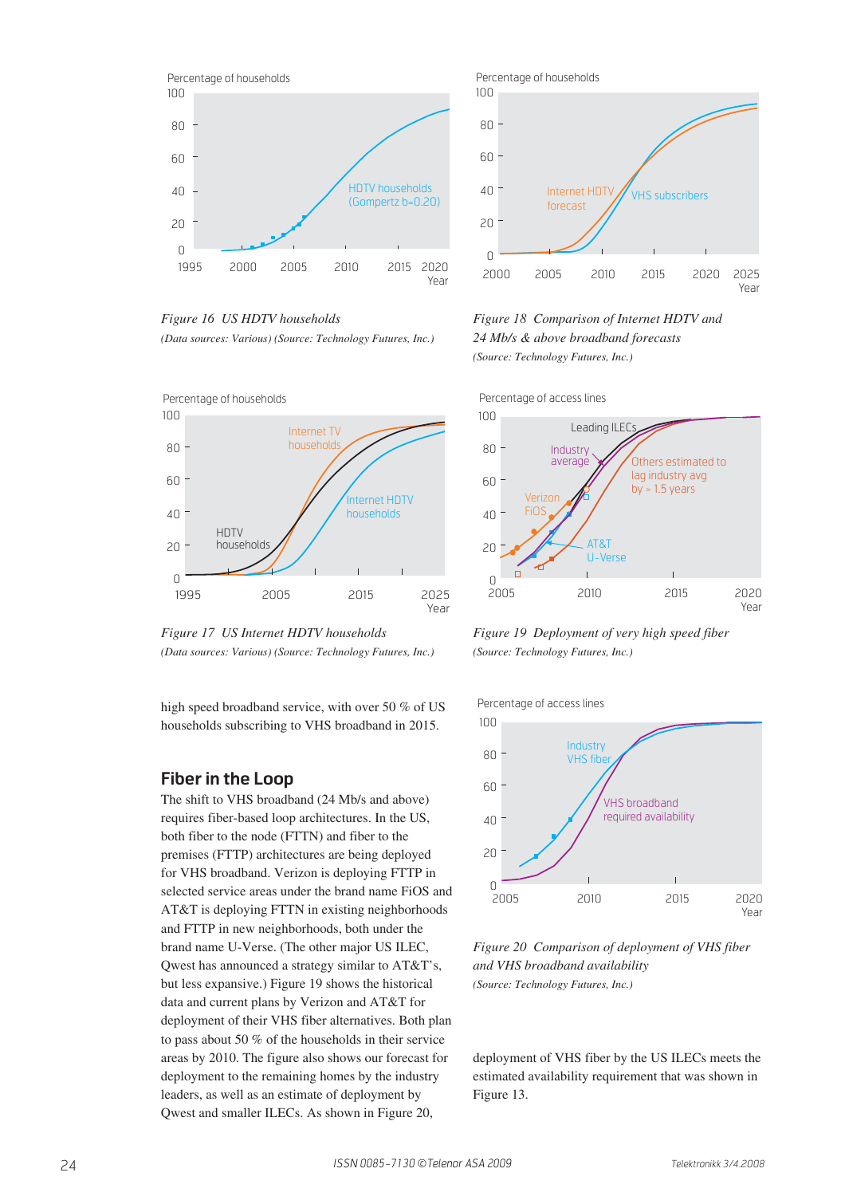*Figure 16  US HDTV households*

*(Data sources: Various) (Source: Technology Futures, Inc.)*

*Figure 18  Comparison of Internet HDTV and 24 Mb/s & above broadband forecasts*

*(Source: Technology Futures, Inc.)*

*Figure 17  US Internet HDTV households*

*(Data sources: Various) (Source: Technology Futures, Inc.)*

*Figure 19  Deployment of very high speed fiber*

*(Source: Technology Futures, Inc.)*

high speed broadband service, with over 50 % of US households subscribing to VHS broadband in 2015.

## Fiber in the Loop

The shift to VHS broadband (24 Mb/s and above) requires fiber-based loop architectures. In the US, both fiber to the node (FTTN) and fiber to the premises (FTTP) architectures are being deployed for VHS broadband. Verizon is deploying FTTP in selected service areas under the brand name FiOS and AT&T is deploying FTTN in existing neighborhoods and FTTP in new neighborhoods, both under the brand name U-Verse. (The other major US ILEC, Qwest has announced a strategy similar to AT&T's, but less expansive.) Figure 19 shows the historical data and current plans by Verizon and AT&T for deployment of their VHS fiber alternatives. Both plan to pass about 50 % of the households in their service areas by 2010. The figure also shows our forecast for deployment to the remaining homes by the industry leaders, as well as an estimate of deployment by Qwest and smaller ILECs. As shown in Figure 20, deployment of VHS fiber by the US ILECs meets the estimated availability requirement that was shown in Figure 13.

*Figure 20  Comparison of deployment of VHS fiber and VHS broadband availability*

*(Source: Technology Futures, Inc.)*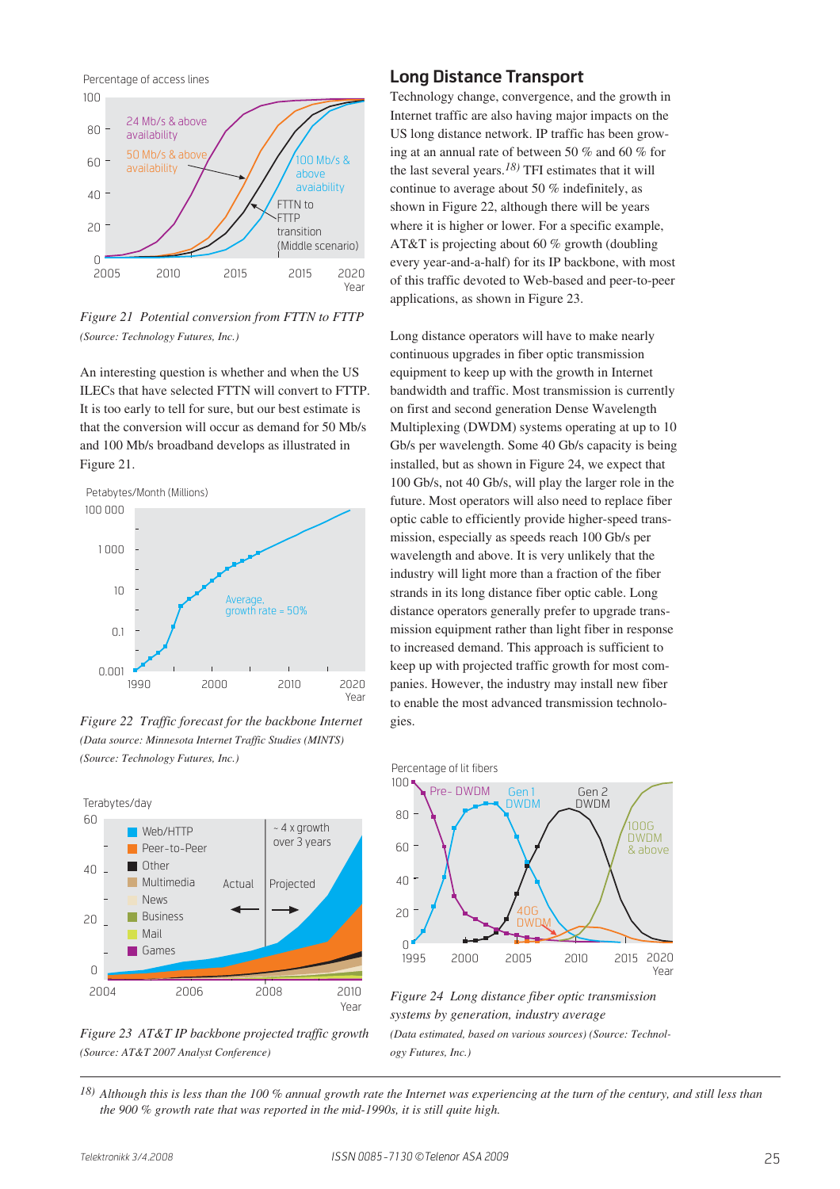*Figure 21 Potential conversion from FTTN to FTTP*

*(Source: Technology Futures, Inc.)*

An interesting question is whether and when the US ILECs that have selected FTTN will convert to FTTP. It is too early to tell for sure, but our best estimate is that the conversion will occur as demand for 50 Mb/s and 100 Mb/s broadband develops as illustrated in Figure 21.

*Figure 22 Traffic forecast for the backbone Internet*

*(Data source: Minnesota Internet Traffic Studies (MINTS)*

*(Source: Technology Futures, Inc.)*

*Figure 23 AT&T IP backbone projected traffic growth*

*(Source: AT&T 2007 Analyst Conference)*

## Long Distance Transport

Technology change, convergence, and the growth in Internet traffic are also having major impacts on the US long distance network. IP traffic has been growing at an annual rate of between 50 % and 60 % for the last several years.[18] TFI estimates that it will continue to average about 50 % indefinitely, as shown in Figure 22, although there will be years where it is higher or lower. For a specific example, AT&T is projecting about 60 % growth (doubling every year-and-a-half) for its IP backbone, with most of this traffic devoted to Web-based and peer-to-peer applications, as shown in Figure 23.

Long distance operators will have to make nearly continuous upgrades in fiber optic transmission equipment to keep up with the growth in Internet bandwidth and traffic. Most transmission is currently on first and second generation Dense Wavelength Multiplexing (DWDM) systems operating at up to 10 Gb/s per wavelength. Some 40 Gb/s capacity is being installed, but as shown in Figure 24, we expect that 100 Gb/s, not 40 Gb/s, will play the larger role in the future. Most operators will also need to replace fiber optic cable to efficiently provide higher-speed transmission, especially as speeds reach 100 Gb/s per wavelength and above. It is very unlikely that the industry will light more than a fraction of the fiber strands in its long distance fiber optic cable. Long distance operators generally prefer to upgrade transmission equipment rather than light fiber in response to increased demand. This approach is sufficient to keep up with projected traffic growth for most companies. However, the industry may install new fiber to enable the most advanced transmission technologies.

*Figure 24 Long distance fiber optic transmission systems by generation, industry average*

*(Data estimated, based on various sources) (Source: Technology Futures, Inc.)*

---

[18] *Although this is less than the 100 % annual growth rate the Internet was experiencing at the turn of the century, and still less than the 900 % growth rate that was reported in the mid-1990s, it is still quite high.*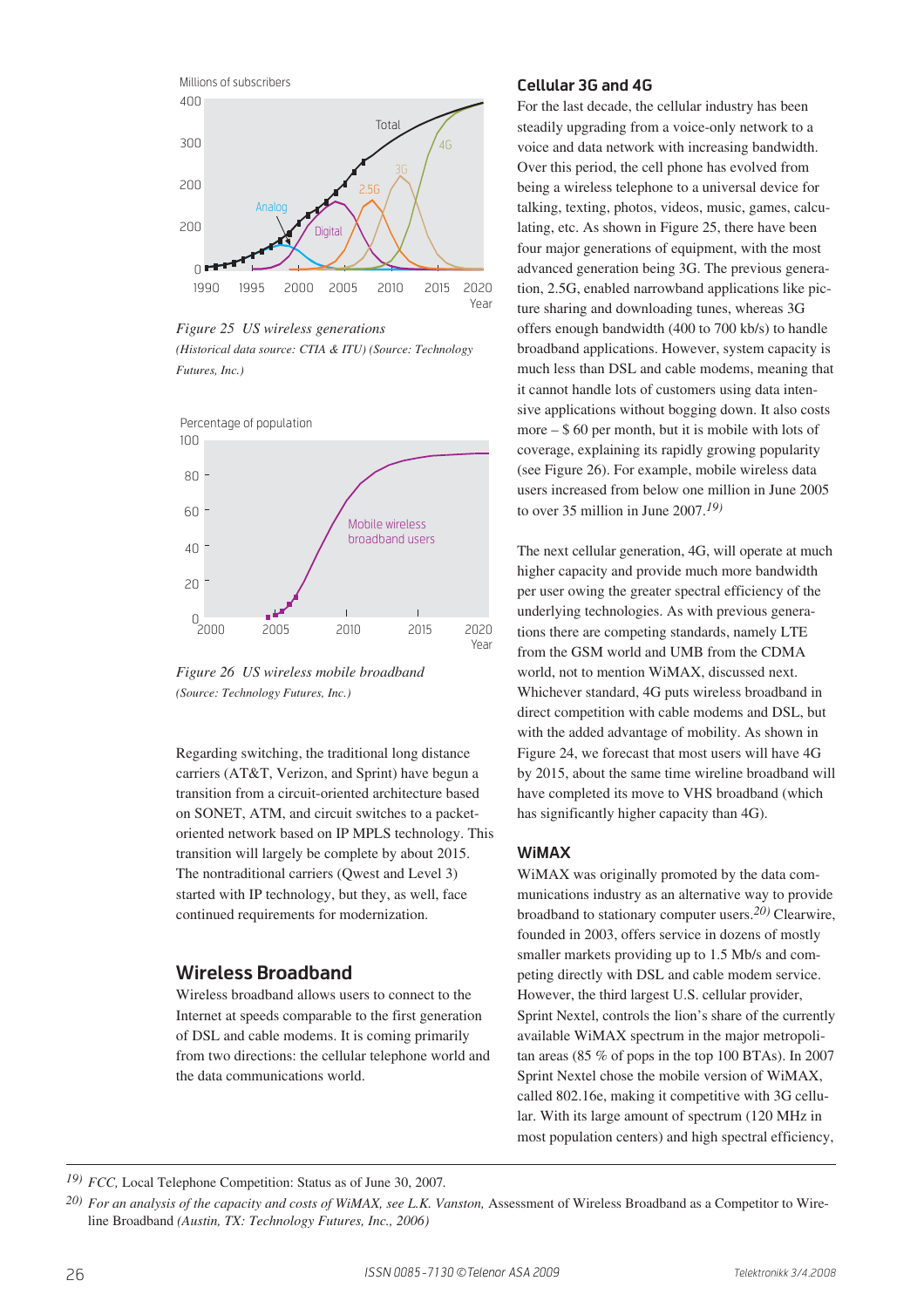Figure 25 US wireless generations

*(Historical data source: CTIA & ITU) (Source: Technology Futures, Inc.)*

Figure 26 US wireless mobile broadband

*(Source: Technology Futures, Inc.)*

Regarding switching, the traditional long distance carriers (AT&T, Verizon, and Sprint) have begun a transition from a circuit-oriented architecture based on SONET, ATM, and circuit switches to a packet-oriented network based on IP MPLS technology. This transition will largely be complete by about 2015. The nontraditional carriers (Qwest and Level 3) started with IP technology, but they, as well, face continued requirements for modernization.

## Wireless Broadband

Wireless broadband allows users to connect to the Internet at speeds comparable to the first generation of DSL and cable modems. It is coming primarily from two directions: the cellular telephone world and the data communications world.

### Cellular 3G and 4G

For the last decade, the cellular industry has been steadily upgrading from a voice-only network to a voice and data network with increasing bandwidth. Over this period, the cell phone has evolved from being a wireless telephone to a universal device for talking, texting, photos, videos, music, games, calculating, etc. As shown in Figure 25, there have been four major generations of equipment, with the most advanced generation being 3G. The previous generation, 2.5G, enabled narrowband applications like picture sharing and downloading tunes, whereas 3G offers enough bandwidth (400 to 700 kb/s) to handle broadband applications. However, system capacity is much less than DSL and cable modems, meaning that it cannot handle lots of customers using data intensive applications without bogging down. It also costs more – $ 60 per month, but it is mobile with lots of coverage, explaining its rapidly growing popularity (see Figure 26). For example, mobile wireless data users increased from below one million in June 2005 to over 35 million in June 2007.[19]

The next cellular generation, 4G, will operate at much higher capacity and provide much more bandwidth per user owing the greater spectral efficiency of the underlying technologies. As with previous generations there are competing standards, namely LTE from the GSM world and UMB from the CDMA world, not to mention WiMAX, discussed next. Whichever standard, 4G puts wireless broadband in direct competition with cable modems and DSL, but with the added advantage of mobility. As shown in Figure 24, we forecast that most users will have 4G by 2015, about the same time wireline broadband will have completed its move to VHS broadband (which has significantly higher capacity than 4G).

### WiMAX

WiMAX was originally promoted by the data communications industry as an alternative way to provide broadband to stationary computer users.[20] Clearwire, founded in 2003, offers service in dozens of mostly smaller markets providing up to 1.5 Mb/s and competing directly with DSL and cable modem service. However, the third largest U.S. cellular provider, Sprint Nextel, controls the lion's share of the currently available WiMAX spectrum in the major metropolitan areas (85 % of pops in the top 100 BTAs). In 2007 Sprint Nextel chose the mobile version of WiMAX, called 802.16e, making it competitive with 3G cellular. With its large amount of spectrum (120 MHz in most population centers) and high spectral efficiency,

---

[19] *FCC,* Local Telephone Competition: Status as of June 30, 2007.

[20] *For an analysis of the capacity and costs of WiMAX, see L.K. Vanston,* Assessment of Wireless Broadband as a Competitor to Wireline Broadband *(Austin, TX: Technology Futures, Inc., 2006)*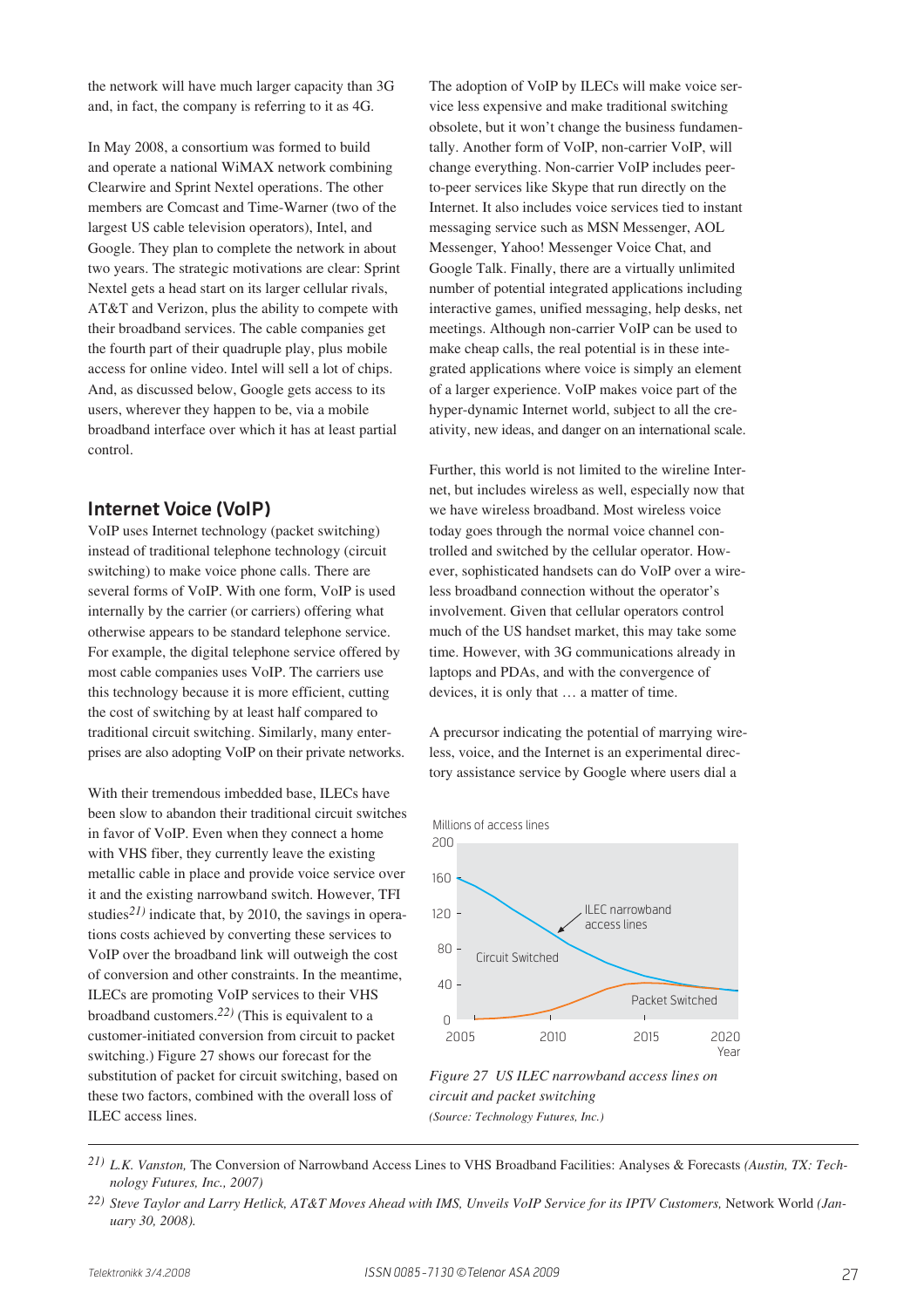the network will have much larger capacity than 3G and, in fact, the company is referring to it as 4G.

In May 2008, a consortium was formed to build and operate a national WiMAX network combining Clearwire and Sprint Nextel operations. The other members are Comcast and Time-Warner (two of the largest US cable television operators), Intel, and Google. They plan to complete the network in about two years. The strategic motivations are clear: Sprint Nextel gets a head start on its larger cellular rivals, AT&T and Verizon, plus the ability to compete with their broadband services. The cable companies get the fourth part of their quadruple play, plus mobile access for online video. Intel will sell a lot of chips. And, as discussed below, Google gets access to its users, wherever they happen to be, via a mobile broadband interface over which it has at least partial control.

## Internet Voice (VoIP)

VoIP uses Internet technology (packet switching) instead of traditional telephone technology (circuit switching) to make voice phone calls. There are several forms of VoIP. With one form, VoIP is used internally by the carrier (or carriers) offering what otherwise appears to be standard telephone service. For example, the digital telephone service offered by most cable companies uses VoIP. The carriers use this technology because it is more efficient, cutting the cost of switching by at least half compared to traditional circuit switching. Similarly, many enterprises are also adopting VoIP on their private networks.

With their tremendous imbedded base, ILECs have been slow to abandon their traditional circuit switches in favor of VoIP. Even when they connect a home with VHS fiber, they currently leave the existing metallic cable in place and provide voice service over it and the existing narrowband switch. However, TFI studies[21] indicate that, by 2010, the savings in operations costs achieved by converting these services to VoIP over the broadband link will outweigh the cost of conversion and other constraints. In the meantime, ILECs are promoting VoIP services to their VHS broadband customers.[22] (This is equivalent to a customer-initiated conversion from circuit to packet switching.) Figure 27 shows our forecast for the substitution of packet for circuit switching, based on these two factors, combined with the overall loss of ILEC access lines.

The adoption of VoIP by ILECs will make voice service less expensive and make traditional switching obsolete, but it won't change the business fundamentally. Another form of VoIP, non-carrier VoIP, will change everything. Non-carrier VoIP includes peer-to-peer services like Skype that run directly on the Internet. It also includes voice services tied to instant messaging service such as MSN Messenger, AOL Messenger, Yahoo! Messenger Voice Chat, and Google Talk. Finally, there are a virtually unlimited number of potential integrated applications including interactive games, unified messaging, help desks, net meetings. Although non-carrier VoIP can be used to make cheap calls, the real potential is in these integrated applications where voice is simply an element of a larger experience. VoIP makes voice part of the hyper-dynamic Internet world, subject to all the creativity, new ideas, and danger on an international scale.

Further, this world is not limited to the wireline Internet, but includes wireless as well, especially now that we have wireless broadband. Most wireless voice today goes through the normal voice channel controlled and switched by the cellular operator. However, sophisticated handsets can do VoIP over a wireless broadband connection without the operator's involvement. Given that cellular operators control much of the US handset market, this may take some time. However, with 3G communications already in laptops and PDAs, and with the convergence of devices, it is only that … a matter of time.

A precursor indicating the potential of marrying wireless, voice, and the Internet is an experimental directory assistance service by Google where users dial a

*Figure 27 US ILEC narrowband access lines on circuit and packet switching*
*(Source: Technology Futures, Inc.)*

---

[21] *L.K. Vanston,* The Conversion of Narrowband Access Lines to VHS Broadband Facilities: Analyses & Forecasts *(Austin, TX: Technology Futures, Inc., 2007)*

[22] *Steve Taylor and Larry Hetlick, AT&T Moves Ahead with IMS, Unveils VoIP Service for its IPTV Customers,* Network World *(January 30, 2008).*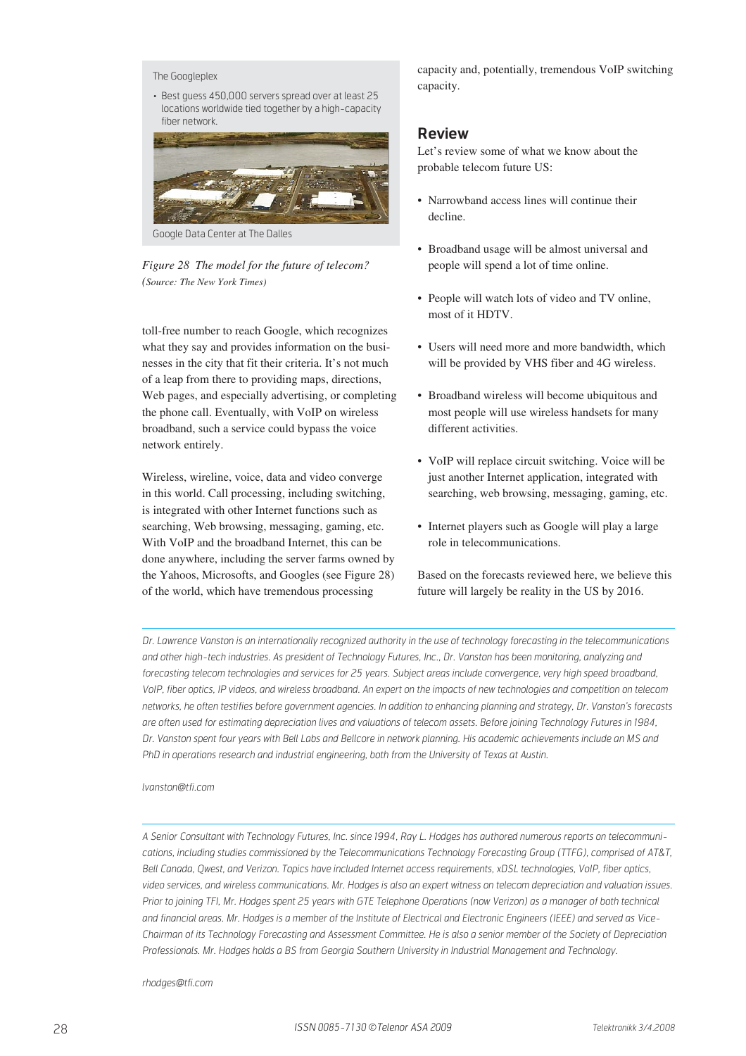The Googleplex

- Best guess 450,000 servers spread over at least 25 locations worldwide tied together by a high-capacity fiber network.

Google Data Center at The Dalles

*Figure 28 The model for the future of telecom? (Source: The New York Times)*

toll-free number to reach Google, which recognizes what they say and provides information on the businesses in the city that fit their criteria. It's not much of a leap from there to providing maps, directions, Web pages, and especially advertising, or completing the phone call. Eventually, with VoIP on wireless broadband, such a service could bypass the voice network entirely.

Wireless, wireline, voice, data and video converge in this world. Call processing, including switching, is integrated with other Internet functions such as searching, Web browsing, messaging, gaming, etc. With VoIP and the broadband Internet, this can be done anywhere, including the server farms owned by the Yahoos, Microsofts, and Googles (see Figure 28) of the world, which have tremendous processing capacity and, potentially, tremendous VoIP switching capacity.

## Review

Let's review some of what we know about the probable telecom future US:

- Narrowband access lines will continue their decline.
- Broadband usage will be almost universal and people will spend a lot of time online.
- People will watch lots of video and TV online, most of it HDTV.
- Users will need more and more bandwidth, which will be provided by VHS fiber and 4G wireless.
- Broadband wireless will become ubiquitous and most people will use wireless handsets for many different activities.
- VoIP will replace circuit switching. Voice will be just another Internet application, integrated with searching, web browsing, messaging, gaming, etc.
- Internet players such as Google will play a large role in telecommunications.

Based on the forecasts reviewed here, we believe this future will largely be reality in the US by 2016.

---

*Dr. Lawrence Vanston is an internationally recognized authority in the use of technology forecasting in the telecommunications and other high-tech industries. As president of Technology Futures, Inc., Dr. Vanston has been monitoring, analyzing and forecasting telecom technologies and services for 25 years. Subject areas include convergence, very high speed broadband, VoIP, fiber optics, IP videos, and wireless broadband. An expert on the impacts of new technologies and competition on telecom networks, he often testifies before government agencies. In addition to enhancing planning and strategy, Dr. Vanston's forecasts are often used for estimating depreciation lives and valuations of telecom assets. Before joining Technology Futures in 1984, Dr. Vanston spent four years with Bell Labs and Bellcore in network planning. His academic achievements include an MS and PhD in operations research and industrial engineering, both from the University of Texas at Austin.*

*lvanston@tfi.com*

---

*A Senior Consultant with Technology Futures, Inc. since 1994, Ray L. Hodges has authored numerous reports on telecommunications, including studies commissioned by the Telecommunications Technology Forecasting Group (TTFG), comprised of AT&T, Bell Canada, Qwest, and Verizon. Topics have included Internet access requirements, xDSL technologies, VoIP, fiber optics, video services, and wireless communications. Mr. Hodges is also an expert witness on telecom depreciation and valuation issues. Prior to joining TFI, Mr. Hodges spent 25 years with GTE Telephone Operations (now Verizon) as a manager of both technical and financial areas. Mr. Hodges is a member of the Institute of Electrical and Electronic Engineers (IEEE) and served as Vice-Chairman of its Technology Forecasting and Assessment Committee. He is also a senior member of the Society of Depreciation Professionals. Mr. Hodges holds a BS from Georgia Southern University in Industrial Management and Technology.*

*rhodges@tfi.com*